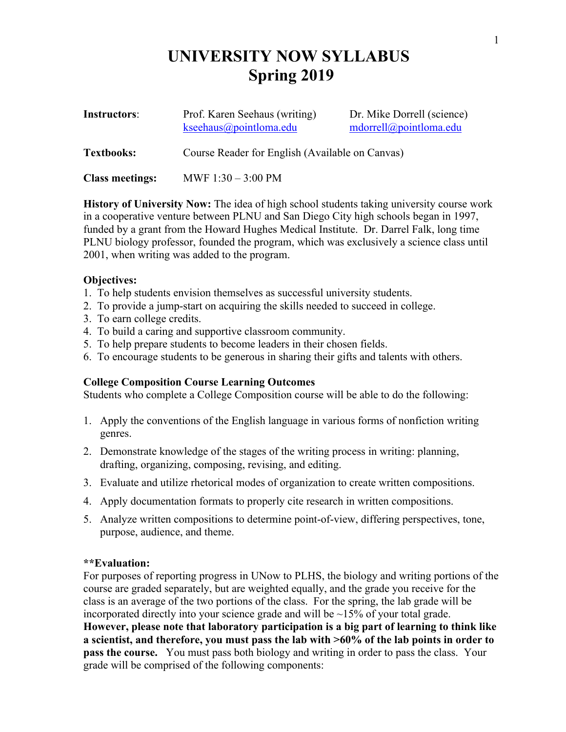# UNIVERSITY NOW SYLLABUS
# Spring 2019

| | | |
|---|---|---|
| **Instructors**: | Prof. Karen Seehaus (writing) kseehaus@pointloma.edu | Dr. Mike Dorrell (science) mdorrell@pointloma.edu |
| **Textbooks:** | Course Reader for English (Available on Canvas) | |
| **Class meetings:** | MWF 1:30 – 3:00 PM | |

**History of University Now:** The idea of high school students taking university course work in a cooperative venture between PLNU and San Diego City high schools began in 1997, funded by a grant from the Howard Hughes Medical Institute. Dr. Darrel Falk, long time PLNU biology professor, founded the program, which was exclusively a science class until 2001, when writing was added to the program.

**Objectives:**

1. To help students envision themselves as successful university students.
2. To provide a jump-start on acquiring the skills needed to succeed in college.
3. To earn college credits.
4. To build a caring and supportive classroom community.
5. To help prepare students to become leaders in their chosen fields.
6. To encourage students to be generous in sharing their gifts and talents with others.

**College Composition Course Learning Outcomes**

Students who complete a College Composition course will be able to do the following:

1. Apply the conventions of the English language in various forms of nonfiction writing genres.
2. Demonstrate knowledge of the stages of the writing process in writing: planning, drafting, organizing, composing, revising, and editing.
3. Evaluate and utilize rhetorical modes of organization to create written compositions.
4. Apply documentation formats to properly cite research in written compositions.
5. Analyze written compositions to determine point-of-view, differing perspectives, tone, purpose, audience, and theme.

**\*\*Evaluation:**

For purposes of reporting progress in UNow to PLHS, the biology and writing portions of the course are graded separately, but are weighted equally, and the grade you receive for the class is an average of the two portions of the class. For the spring, the lab grade will be incorporated directly into your science grade and will be ~15% of your total grade. **However, please note that laboratory participation is a big part of learning to think like a scientist, and therefore, you must pass the lab with >60% of the lab points in order to pass the course.** You must pass both biology and writing in order to pass the class. Your grade will be comprised of the following components: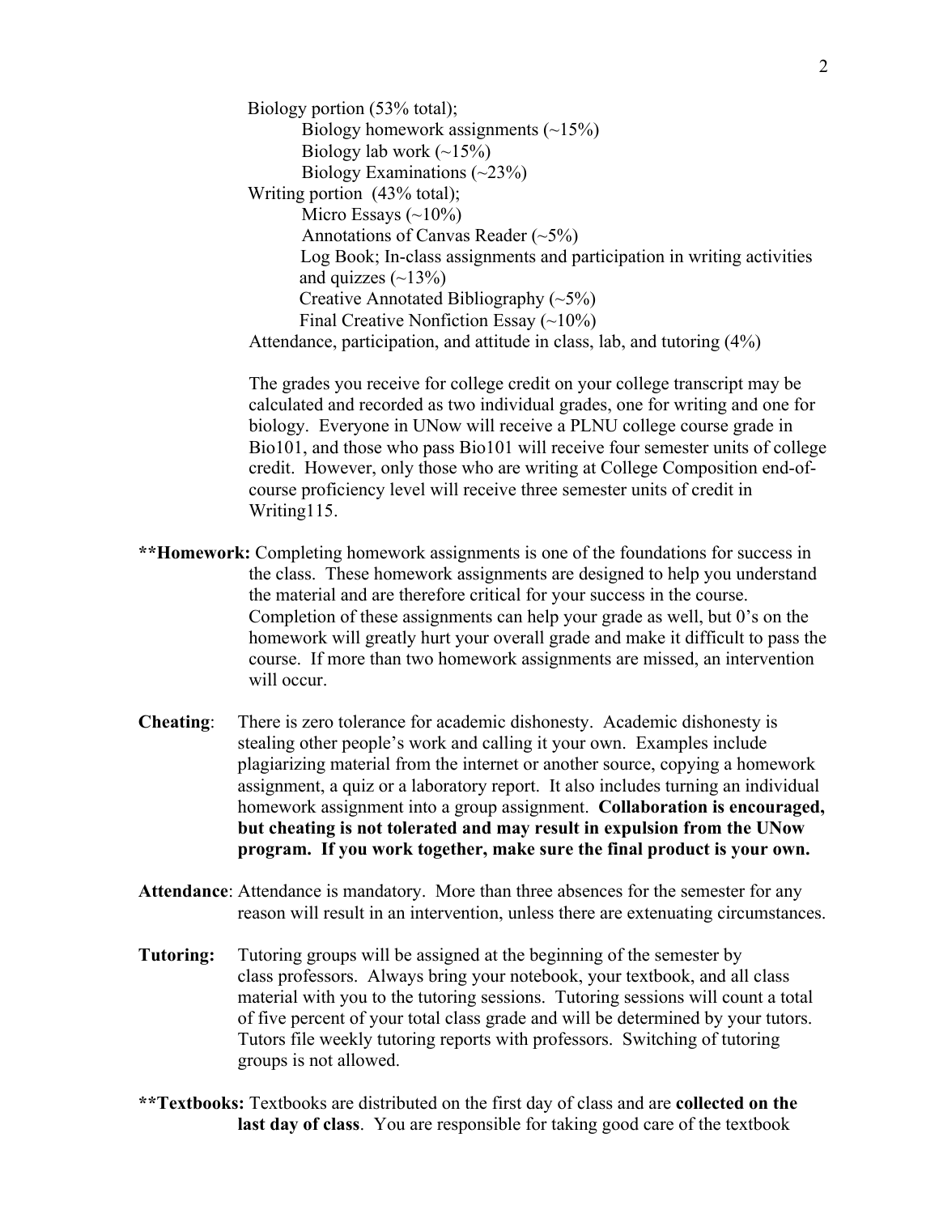Biology portion (53% total);

- Biology homework assignments (~15%)
- Biology lab work (~15%)
- Biology Examinations (~23%)

Writing portion (43% total);

- Micro Essays (~10%)
- Annotations of Canvas Reader (~5%)
- Log Book; In-class assignments and participation in writing activities and quizzes (~13%)
- Creative Annotated Bibliography (~5%)
- Final Creative Nonfiction Essay (~10%)

Attendance, participation, and attitude in class, lab, and tutoring (4%)

The grades you receive for college credit on your college transcript may be calculated and recorded as two individual grades, one for writing and one for biology. Everyone in UNow will receive a PLNU college course grade in Bio101, and those who pass Bio101 will receive four semester units of college credit. However, only those who are writing at College Composition end-of-course proficiency level will receive three semester units of credit in Writing115.

****Homework:** Completing homework assignments is one of the foundations for success in the class. These homework assignments are designed to help you understand the material and are therefore critical for your success in the course. Completion of these assignments can help your grade as well, but 0's on the homework will greatly hurt your overall grade and make it difficult to pass the course. If more than two homework assignments are missed, an intervention will occur.

**Cheating**: There is zero tolerance for academic dishonesty. Academic dishonesty is stealing other people's work and calling it your own. Examples include plagiarizing material from the internet or another source, copying a homework assignment, a quiz or a laboratory report. It also includes turning an individual homework assignment into a group assignment. **Collaboration is encouraged, but cheating is not tolerated and may result in expulsion from the UNow program. If you work together, make sure the final product is your own.**

**Attendance**: Attendance is mandatory. More than three absences for the semester for any reason will result in an intervention, unless there are extenuating circumstances.

**Tutoring:** Tutoring groups will be assigned at the beginning of the semester by class professors. Always bring your notebook, your textbook, and all class material with you to the tutoring sessions. Tutoring sessions will count a total of five percent of your total class grade and will be determined by your tutors. Tutors file weekly tutoring reports with professors. Switching of tutoring groups is not allowed.

****Textbooks:** Textbooks are distributed on the first day of class and are **collected on the last day of class**. You are responsible for taking good care of the textbook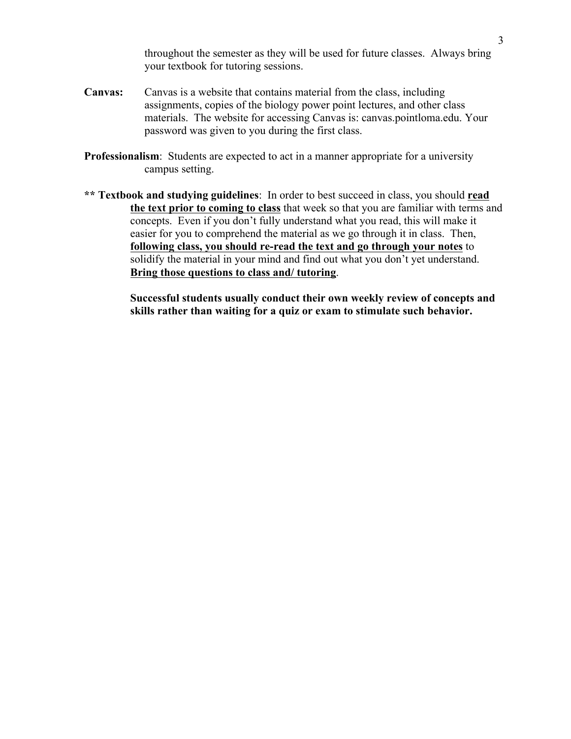throughout the semester as they will be used for future classes. Always bring your textbook for tutoring sessions.

**Canvas:** Canvas is a website that contains material from the class, including assignments, copies of the biology power point lectures, and other class materials. The website for accessing Canvas is: canvas.pointloma.edu. Your password was given to you during the first class.

**Professionalism**: Students are expected to act in a manner appropriate for a university campus setting.

**\*\* Textbook and studying guidelines**: In order to best succeed in class, you should **<u>read the text prior to coming to class</u>** that week so that you are familiar with terms and concepts. Even if you don't fully understand what you read, this will make it easier for you to comprehend the material as we go through it in class. Then, **<u>following class, you should re-read the text and go through your notes</u>** to solidify the material in your mind and find out what you don't yet understand. **<u>Bring those questions to class and/ tutoring</u>**.

**Successful students usually conduct their own weekly review of concepts and skills rather than waiting for a quiz or exam to stimulate such behavior.**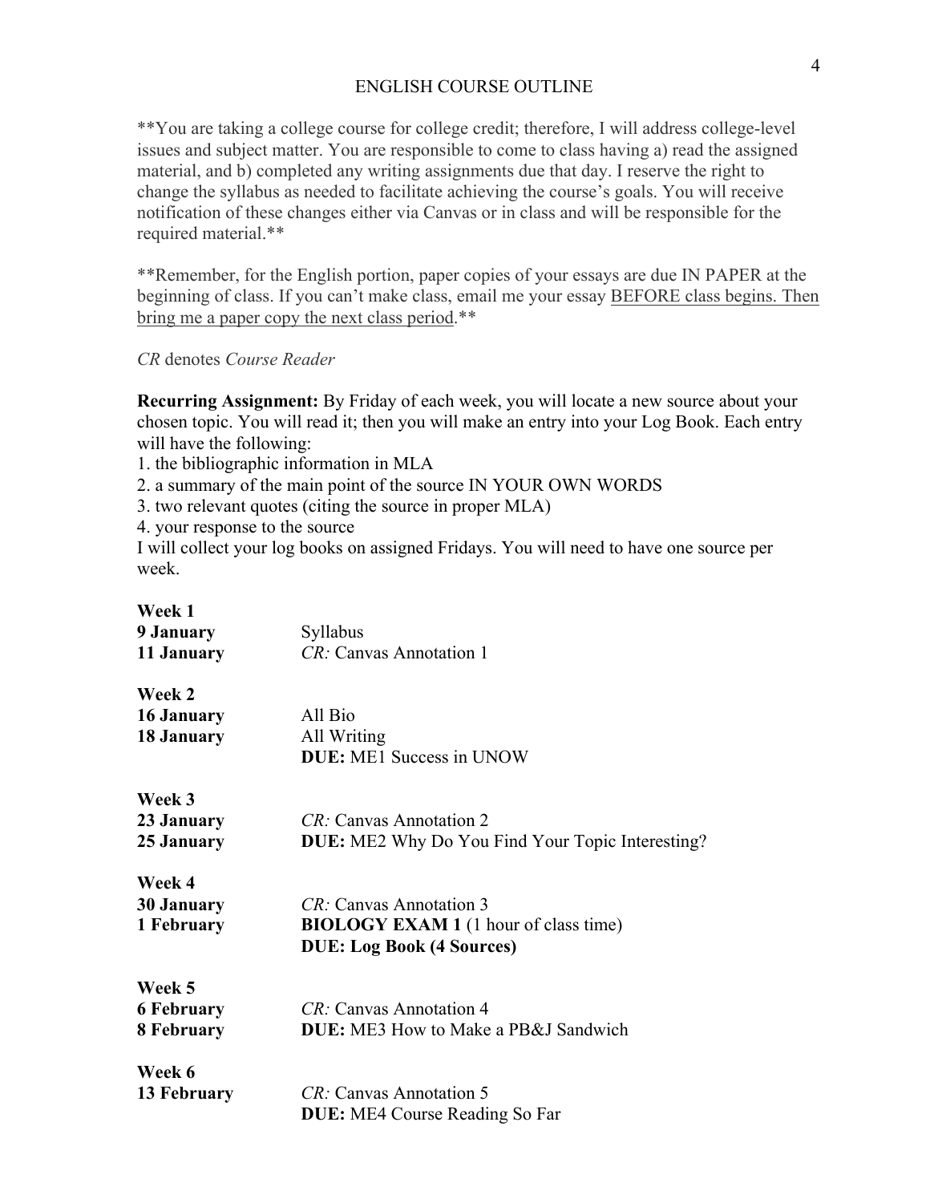# ENGLISH COURSE OUTLINE

**You are taking a college course for college credit; therefore, I will address college-level issues and subject matter. You are responsible to come to class having a) read the assigned material, and b) completed any writing assignments due that day. I reserve the right to change the syllabus as needed to facilitate achieving the course's goals. You will receive notification of these changes either via Canvas or in class and will be responsible for the required material.**

**Remember, for the English portion, paper copies of your essays are due IN PAPER at the beginning of class. If you can't make class, email me your essay <u>BEFORE class begins. Then bring me a paper copy the next class period</u>.**

*CR* denotes *Course Reader*

**Recurring Assignment:** By Friday of each week, you will locate a new source about your chosen topic. You will read it; then you will make an entry into your Log Book. Each entry will have the following:

1. the bibliographic information in MLA
2. a summary of the main point of the source IN YOUR OWN WORDS
3. two relevant quotes (citing the source in proper MLA)
4. your response to the source

I will collect your log books on assigned Fridays. You will need to have one source per week.

**Week 1**

| | |
|---|---|
| **9 January** | Syllabus |
| **11 January** | *CR:* Canvas Annotation 1 |

**Week 2**

| | |
|---|---|
| **16 January** | All Bio |
| **18 January** | All Writing<br>**DUE:** ME1 Success in UNOW |

**Week 3**

| | |
|---|---|
| **23 January** | *CR:* Canvas Annotation 2 |
| **25 January** | **DUE:** ME2 Why Do You Find Your Topic Interesting? |

**Week 4**

| | |
|---|---|
| **30 January** | *CR:* Canvas Annotation 3 |
| **1 February** | **BIOLOGY EXAM 1** (1 hour of class time)<br>**DUE: Log Book (4 Sources)** |

**Week 5**

| | |
|---|---|
| **6 February** | *CR:* Canvas Annotation 4 |
| **8 February** | **DUE:** ME3 How to Make a PB&J Sandwich |

**Week 6**

| | |
|---|---|
| **13 February** | *CR:* Canvas Annotation 5<br>**DUE:** ME4 Course Reading So Far |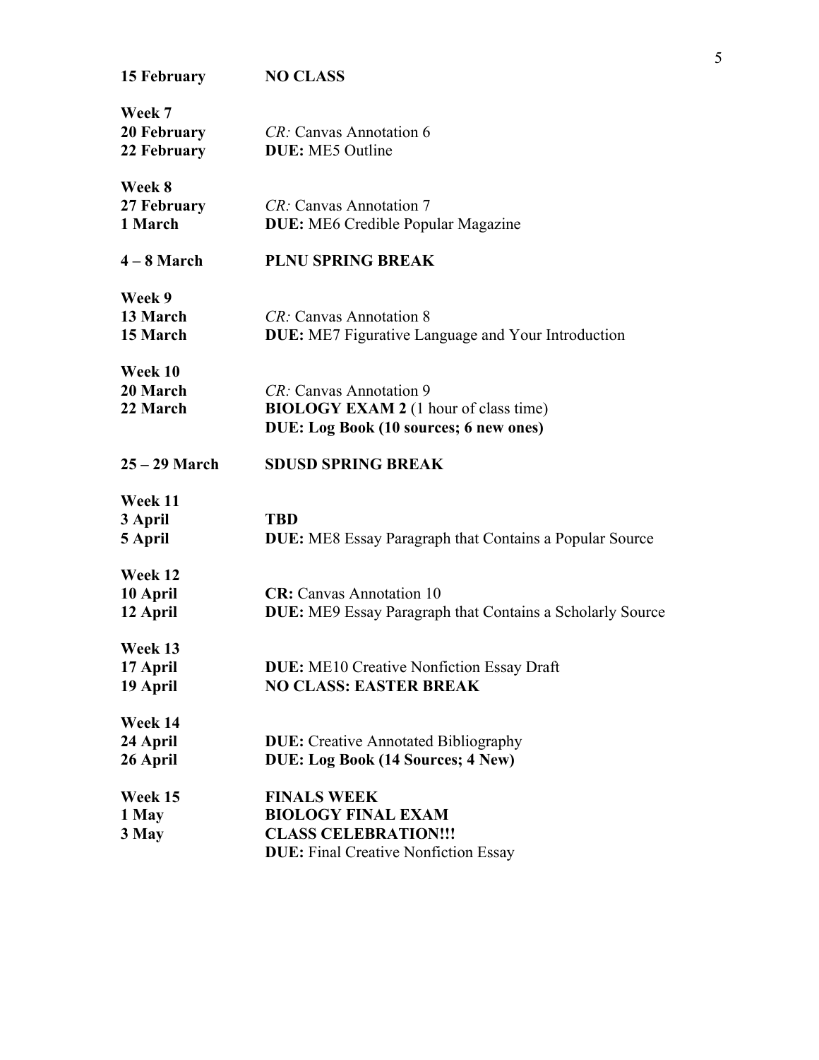**15 February** **NO CLASS**

**Week 7**
**20 February** *CR:* Canvas Annotation 6
**22 February** **DUE:** ME5 Outline

**Week 8**
**27 February** *CR:* Canvas Annotation 7
**1 March** **DUE:** ME6 Credible Popular Magazine

**4 – 8 March** **PLNU SPRING BREAK**

**Week 9**
**13 March** *CR:* Canvas Annotation 8
**15 March** **DUE:** ME7 Figurative Language and Your Introduction

**Week 10**
**20 March** *CR:* Canvas Annotation 9
**22 March** **BIOLOGY EXAM 2** (1 hour of class time)
**DUE: Log Book (10 sources; 6 new ones)**

**25 – 29 March** **SDUSD SPRING BREAK**

**Week 11**
**3 April** **TBD**
**5 April** **DUE:** ME8 Essay Paragraph that Contains a Popular Source

**Week 12**
**10 April** **CR:** Canvas Annotation 10
**12 April** **DUE:** ME9 Essay Paragraph that Contains a Scholarly Source

**Week 13**
**17 April** **DUE:** ME10 Creative Nonfiction Essay Draft
**19 April** **NO CLASS: EASTER BREAK**

**Week 14**
**24 April** **DUE:** Creative Annotated Bibliography
**26 April** **DUE: Log Book (14 Sources; 4 New)**

**Week 15** **FINALS WEEK**
**1 May** **BIOLOGY FINAL EXAM**
**3 May** **CLASS CELEBRATION!!!**
**DUE:** Final Creative Nonfiction Essay